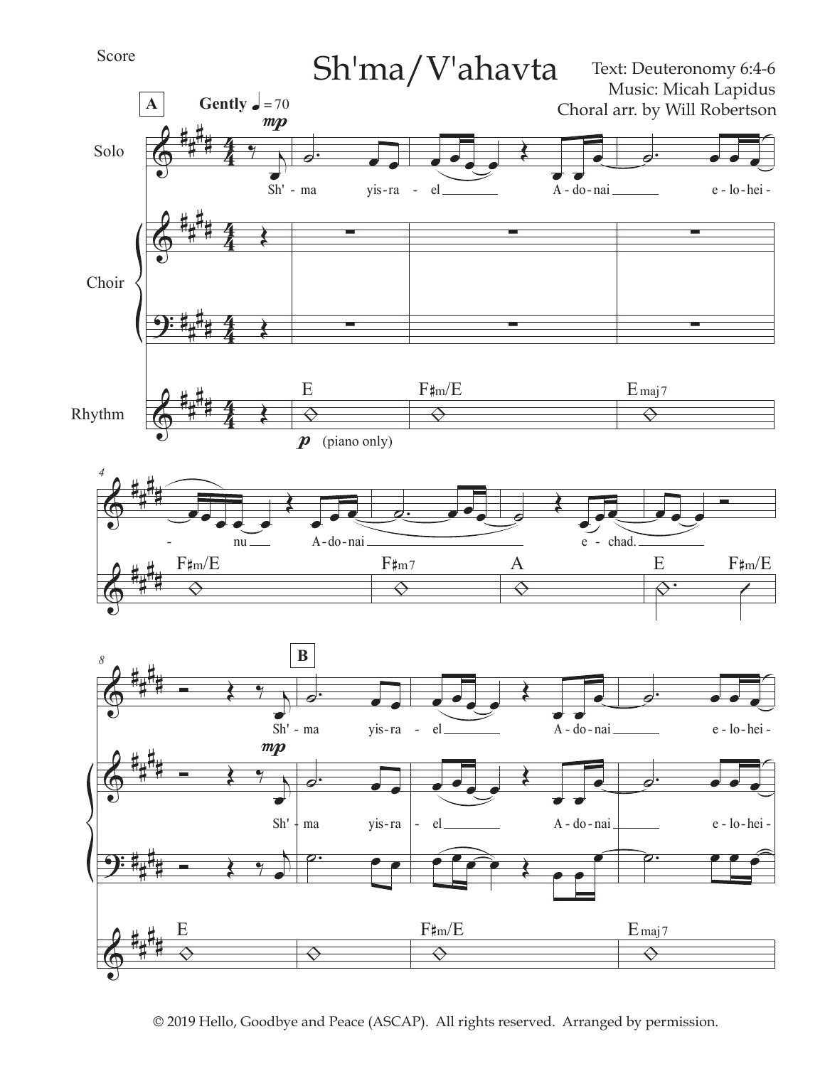Score

# Sh'ma/V'ahavta

Text: Deuteronomy 6:4-6
Music: Micah Lapidus
Choral arr. by Will Robertson

© 2019 Hello, Goodbye and Peace (ASCAP). All rights reserved. Arranged by permission.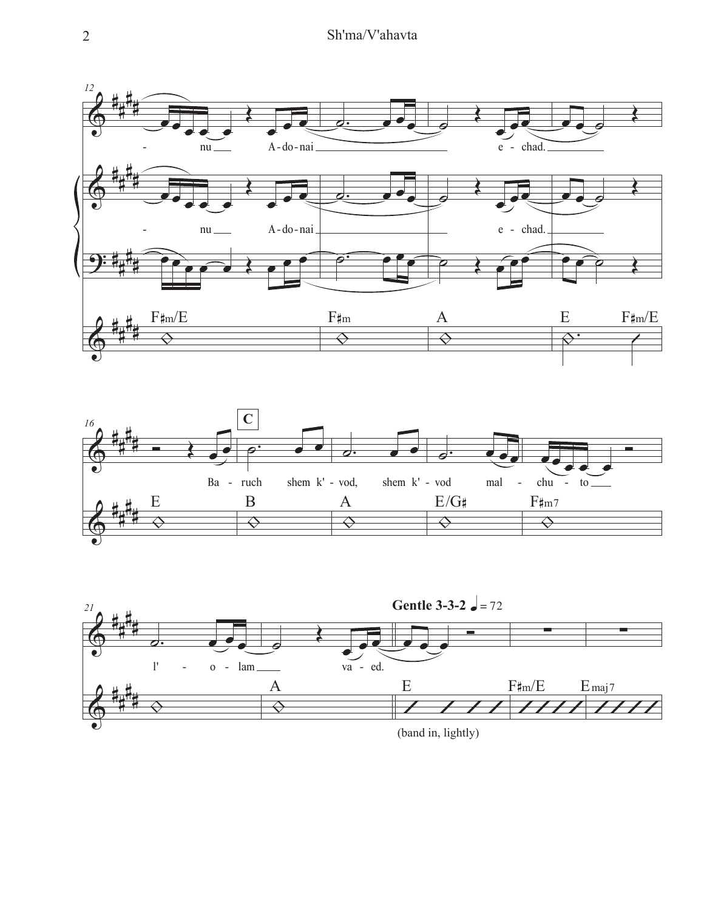-nu Adonai echad.

**C**

Baruch shem k'vod, shem k'vod malchuto l'olam vaed.

**Gentle 3-3-2** ♩ = 72

(band in, lightly)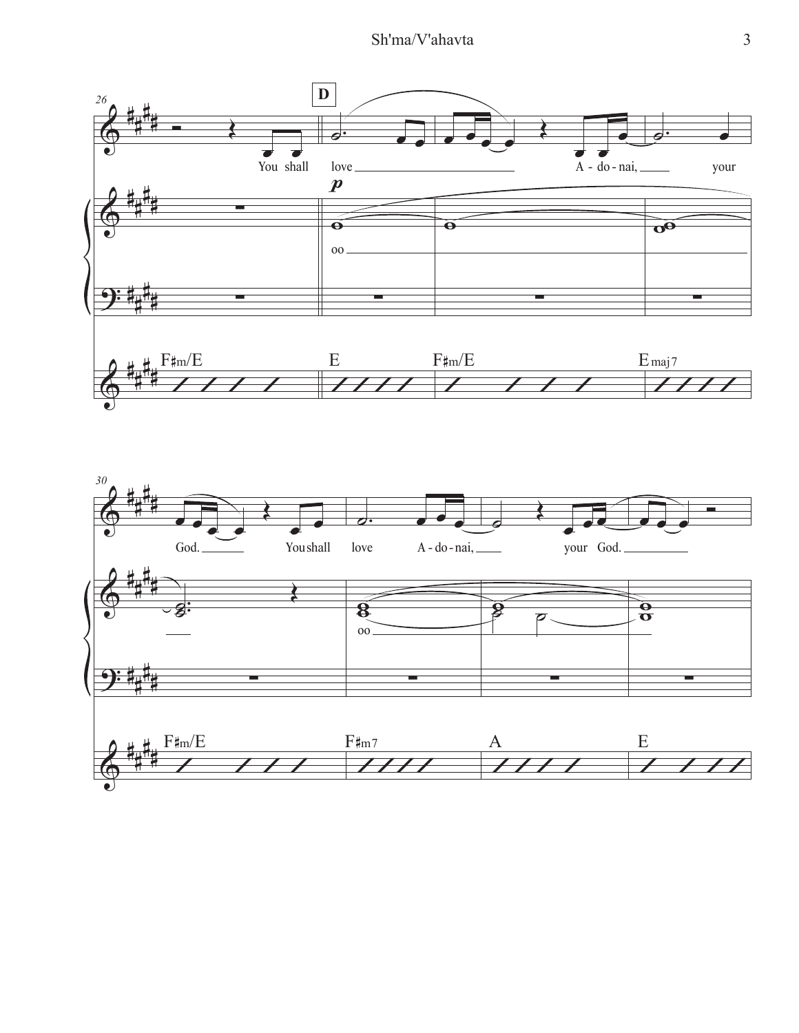26

**D**

You shall love ______ A - do - nai, ____ your

*p*

oo ______

F♯m/E | E | F♯m/E | Emaj7

30

God. ______ You shall love A - do - nai, ____ your God. ______

oo ______

F♯m/E | F♯m7 | A | E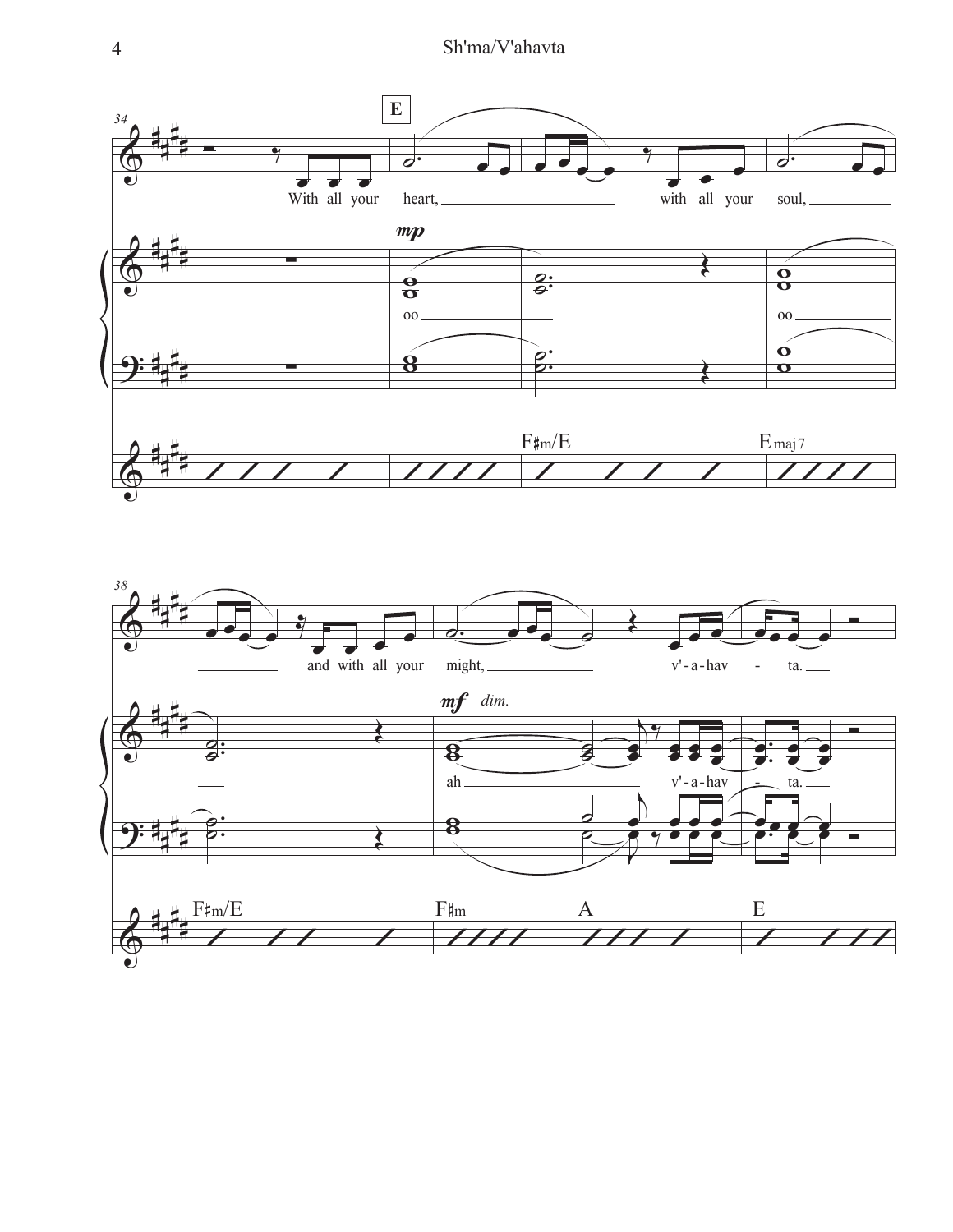34

**E**

With all your heart, with all your soul,

*mp*

oo oo

F♯m/E Emaj7

38

and with all your might, v'-a-hav - ta.

*mf* *dim.*

ah v'-a-hav - ta.

F♯m/E F♯m A E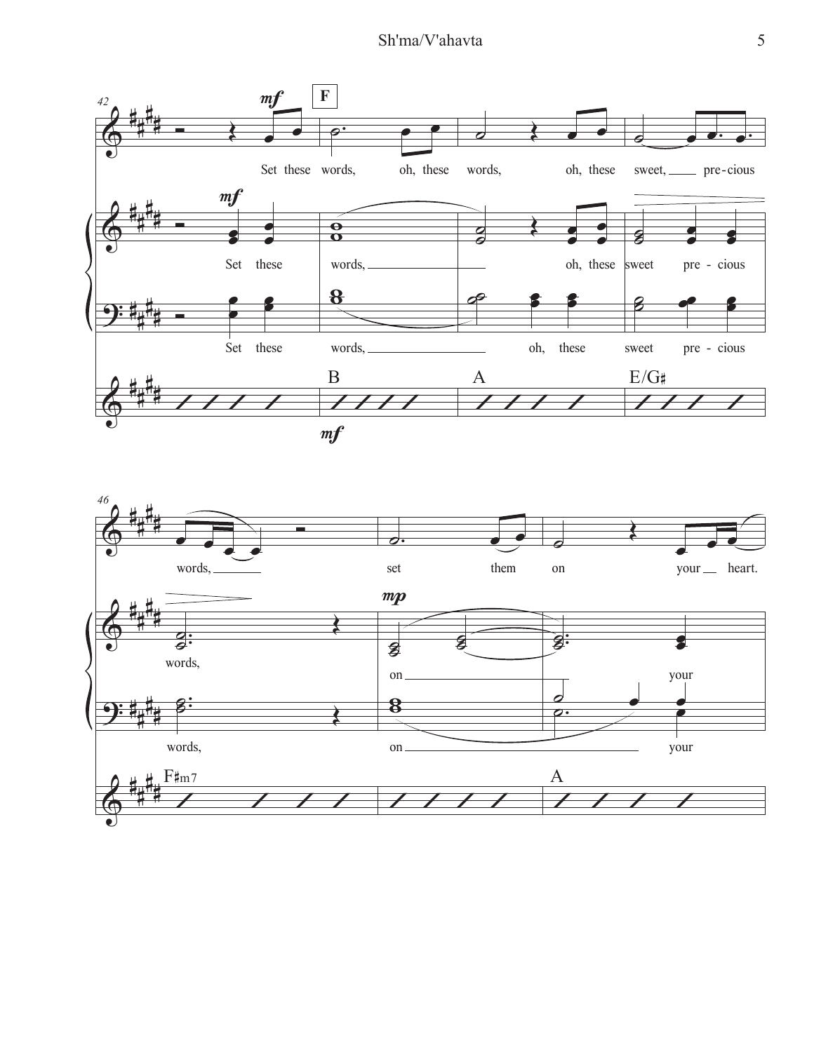**F**

Set these words, oh, these words, oh, these sweet, pre-cious words, set them on your heart.

Set these words, oh, these sweet pre-cious words, on your

Set these words, oh, these sweet pre-cious words, on your

B A E/G♯ F♯m7 A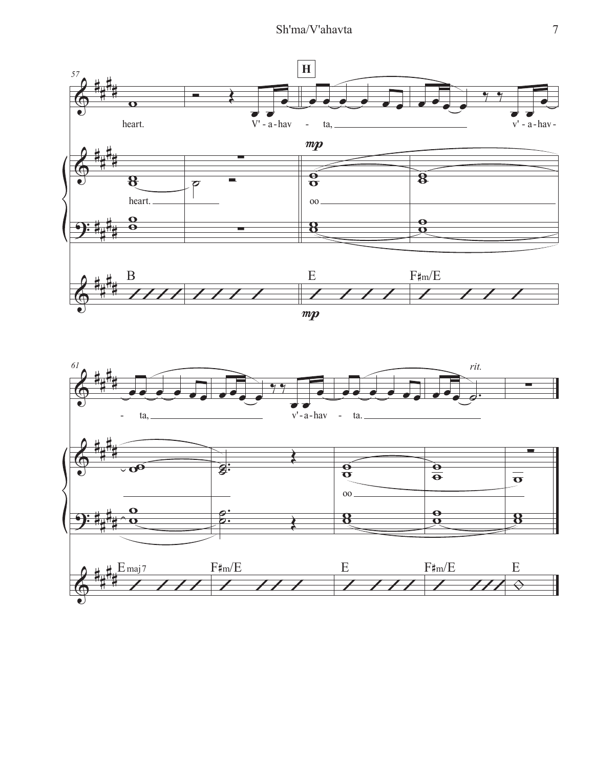57

H

heart. V' - a - hav - ta, v' - a - hav -

*mp*

heart. oo

B E F♯m/E

*mp*

61

*rit.*

- ta, v' - a - hav - ta.

oo

Emaj7 F♯m/E E F♯m/E E